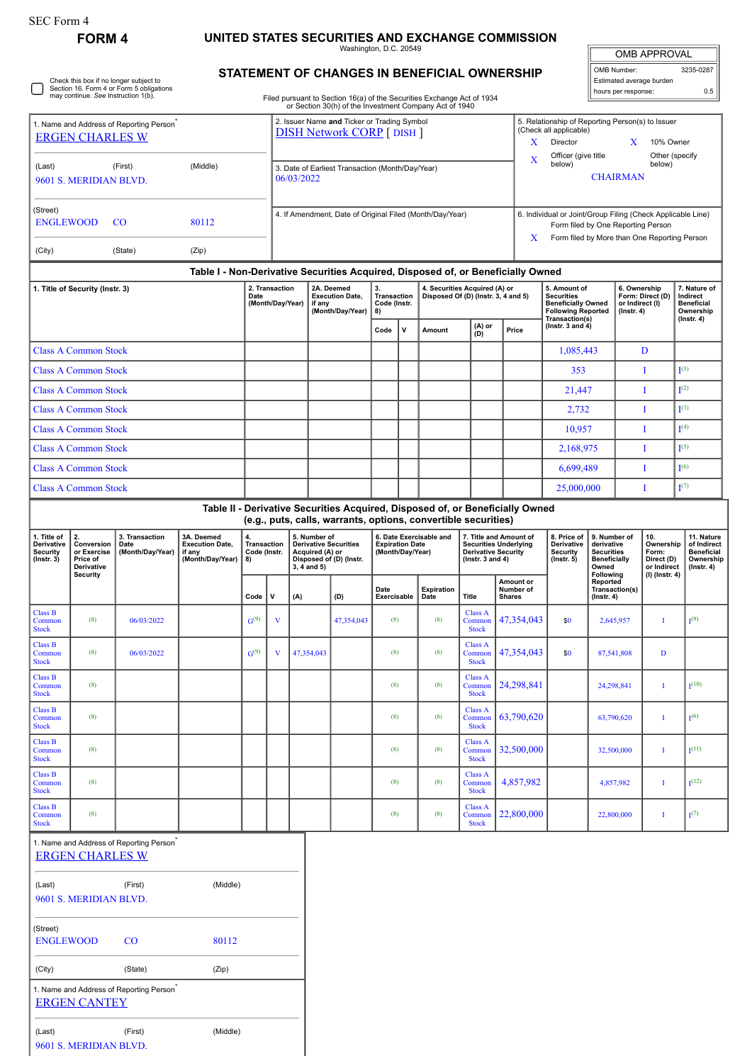SEC Form 4

**FORM 4**

# UNITED STATES SECURITIES AND EXCHANGE COMMISSION

Washington, D.C. 20549

## STATEMENT OF CHANGES IN BENEFICIAL OWNERSHIP

Filed pursuant to Section 16(a) of the Securities Exchange Act of 1934 or Section 30(h) of the Investment Company Act of 1940

| OMB APPROVAL | |
|---|---|
| OMB Number: | 3235-0287 |
| Estimated average burden | |
| hours per response: | 0.5 |

☐ Check this box if no longer subject to Section 16. Form 4 or Form 5 obligations may continue. *See* Instruction 1(b).

| 1. Name and Address of Reporting Person* | 2. Issuer Name and Ticker or Trading Symbol | 5. Relationship of Reporting Person(s) to Issuer (Check all applicable) |
|---|---|---|
| ERGEN CHARLES W | DISH Network CORP [ DISH ] | X Director; X 10% Owner |
| (Last) (First) (Middle) | 3. Date of Earliest Transaction (Month/Day/Year) | X Officer (give title below); Other (specify below) |
| 9601 S. MERIDIAN BLVD. | 06/03/2022 | CHAIRMAN |
| (Street) | 4. If Amendment, Date of Original Filed (Month/Day/Year) | 6. Individual or Joint/Group Filing (Check Applicable Line) |
| ENGLEWOOD CO 80112 | | Form filed by One Reporting Person |
| (City) (State) (Zip) | | X Form filed by More than One Reporting Person |

### Table I - Non-Derivative Securities Acquired, Disposed of, or Beneficially Owned

| 1. Title of Security (Instr. 3) | 2. Transaction Date (Month/Day/Year) | 2A. Deemed Execution Date, if any (Month/Day/Year) | 3. Transaction Code (Instr. 8) | | 4. Securities Acquired (A) or Disposed Of (D) (Instr. 3, 4 and 5) | | | 5. Amount of Securities Beneficially Owned Following Reported Transaction(s) (Instr. 3 and 4) | 6. Ownership Form: Direct (D) or Indirect (I) (Instr. 4) | 7. Nature of Indirect Beneficial Ownership (Instr. 4) |
|---|---|---|---|---|---|---|---|---|---|---|
| | | | Code | V | Amount | (A) or (D) | Price | | | |
| Class A Common Stock | | | | | | | | 1,085,443 | D | |
| Class A Common Stock | | | | | | | | 353 | I | I[1] |
| Class A Common Stock | | | | | | | | 21,447 | I | I[2] |
| Class A Common Stock | | | | | | | | 2,732 | I | I[3] |
| Class A Common Stock | | | | | | | | 10,957 | I | I[4] |
| Class A Common Stock | | | | | | | | 2,168,975 | I | I[5] |
| Class A Common Stock | | | | | | | | 6,699,489 | I | I[6] |
| Class A Common Stock | | | | | | | | 25,000,000 | I | I[7] |

### Table II - Derivative Securities Acquired, Disposed of, or Beneficially Owned (e.g., puts, calls, warrants, options, convertible securities)

| 1. Title of Derivative Security (Instr. 3) | 2. Conversion or Exercise Price of Derivative Security | 3. Transaction Date (Month/Day/Year) | 3A. Deemed Execution Date, if any (Month/Day/Year) | 4. Transaction Code (Instr. 8) | | 5. Number of Derivative Securities Acquired (A) or Disposed of (D) (Instr. 3, 4 and 5) | | 6. Date Exercisable and Expiration Date (Month/Day/Year) | | 7. Title and Amount of Securities Underlying Derivative Security (Instr. 3 and 4) | | 8. Price of Derivative Security (Instr. 5) | 9. Number of derivative Securities Beneficially Owned Following Reported Transaction(s) (Instr. 4) | 10. Ownership Form: Direct (D) or Indirect (I) (Instr. 4) | 11. Nature of Indirect Beneficial Ownership (Instr. 4) |
|---|---|---|---|---|---|---|---|---|---|---|---|---|---|---|---|
| | | | | Code | V | (A) | (D) | Date Exercisable | Expiration Date | Title | Amount or Number of Shares | | | | |
| Class B Common Stock | (8) | 06/03/2022 | | G(9) | V | | 47,354,043 | (8) | (8) | Class A Common Stock | 47,354,043 | $0 | 2,645,957 | I | I(9) |
| Class B Common Stock | (8) | 06/03/2022 | | G(9) | V | 47,354,043 | | (8) | (8) | Class A Common Stock | 47,354,043 | $0 | 87,541,808 | D | |
| Class B Common Stock | (8) | | | | | | | (8) | (8) | Class A Common Stock | 24,298,841 | | 24,298,841 | I | I(10) |
| Class B Common Stock | (8) | | | | | | | (8) | (8) | Class A Common Stock | 63,790,620 | | 63,790,620 | I | I(6) |
| Class B Common Stock | (8) | | | | | | | (8) | (8) | Class A Common Stock | 32,500,000 | | 32,500,000 | I | I(11) |
| Class B Common Stock | (8) | | | | | | | (8) | (8) | Class A Common Stock | 4,857,982 | | 4,857,982 | I | I(12) |
| Class B Common Stock | (8) | | | | | | | (8) | (8) | Class A Common Stock | 22,800,000 | | 22,800,000 | I | I(7) |

1. Name and Address of Reporting Person*

ERGEN CHARLES W

(Last) (First) (Middle)

9601 S. MERIDIAN BLVD.

(Street)

ENGLEWOOD CO 80112

(City) (State) (Zip)

1. Name and Address of Reporting Person*

ERGEN CANTEY

(Last) (First) (Middle)

9601 S. MERIDIAN BLVD.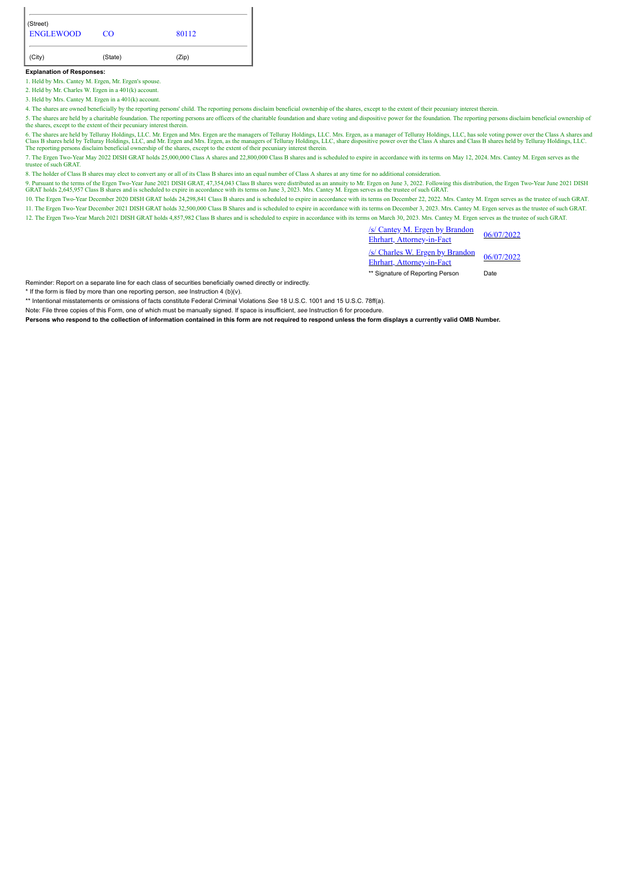| | | |
|---|---|---|
| (Street) | | |
| ENGLEWOOD | CO | 80112 |
| (City) | (State) | (Zip) |

**Explanation of Responses:**

1. Held by Mrs. Cantey M. Ergen, Mr. Ergen's spouse.

2. Held by Mr. Charles W. Ergen in a 401(k) account.

3. Held by Mrs. Cantey M. Ergen in a 401(k) account.

4. The shares are owned beneficially by the reporting persons' child. The reporting persons disclaim beneficial ownership of the shares, except to the extent of their pecuniary interest therein.

5. The shares are held by a charitable foundation. The reporting persons are officers of the charitable foundation and share voting and dispositive power for the foundation. The reporting persons disclaim beneficial ownership of the shares, except to the extent of their pecuniary interest therein.

6. The shares are held by Telluray Holdings, LLC. Mr. Ergen and Mrs. Ergen are the managers of Telluray Holdings, LLC. Mrs. Ergen, as a manager of Telluray Holdings, LLC, has sole voting power over the Class A shares and Class B shares held by Telluray Holdings, LLC, and Mr. Ergen and Mrs. Ergen, as the managers of Telluray Holdings, LLC, share dispositive power over the Class A shares and Class B shares held by Telluray Holdings, LLC. The reporting persons disclaim beneficial ownership of the shares, except to the extent of their pecuniary interest therein.

7. The Ergen Two-Year May 2022 DISH GRAT holds 25,000,000 Class A shares and 22,800,000 Class B shares and is scheduled to expire in accordance with its terms on May 12, 2024. Mrs. Cantey M. Ergen serves as the trustee of such GRAT.

8. The holder of Class B shares may elect to convert any or all of its Class B shares into an equal number of Class A shares at any time for no additional consideration.

9. Pursuant to the terms of the Ergen Two-Year June 2021 DISH GRAT, 47,354,043 Class B shares were distributed as an annuity to Mr. Ergen on June 3, 2022. Following this distribution, the Ergen Two-Year June 2021 DISH GRAT holds 2,645,957 Class B shares and is scheduled to expire in accordance with its terms on June 3, 2023. Mrs. Cantey M. Ergen serves as the trustee of such GRAT.

10. The Ergen Two-Year December 2020 DISH GRAT holds 24,298,841 Class B shares and is scheduled to expire in accordance with its terms on December 22, 2022. Mrs. Cantey M. Ergen serves as the trustee of such GRAT.

11. The Ergen Two-Year December 2021 DISH GRAT holds 32,500,000 Class B Shares and is scheduled to expire in accordance with its terms on December 3, 2023. Mrs. Cantey M. Ergen serves as the trustee of such GRAT.

12. The Ergen Two-Year March 2021 DISH GRAT holds 4,857,982 Class B shares and is scheduled to expire in accordance with its terms on March 30, 2023. Mrs. Cantey M. Ergen serves as the trustee of such GRAT.

| | |
|---|---|
| /s/ Cantey M. Ergen by Brandon Ehrhart, Attorney-in-Fact | 06/07/2022 |
| /s/ Charles W. Ergen by Brandon Ehrhart, Attorney-in-Fact | 06/07/2022 |
| ** Signature of Reporting Person | Date |

Reminder: Report on a separate line for each class of securities beneficially owned directly or indirectly.

* If the form is filed by more than one reporting person, *see* Instruction 4 (b)(v).

** Intentional misstatements or omissions of facts constitute Federal Criminal Violations *See* 18 U.S.C. 1001 and 15 U.S.C. 78ff(a).

Note: File three copies of this Form, one of which must be manually signed. If space is insufficient, *see* Instruction 6 for procedure.

**Persons who respond to the collection of information contained in this form are not required to respond unless the form displays a currently valid OMB Number.**